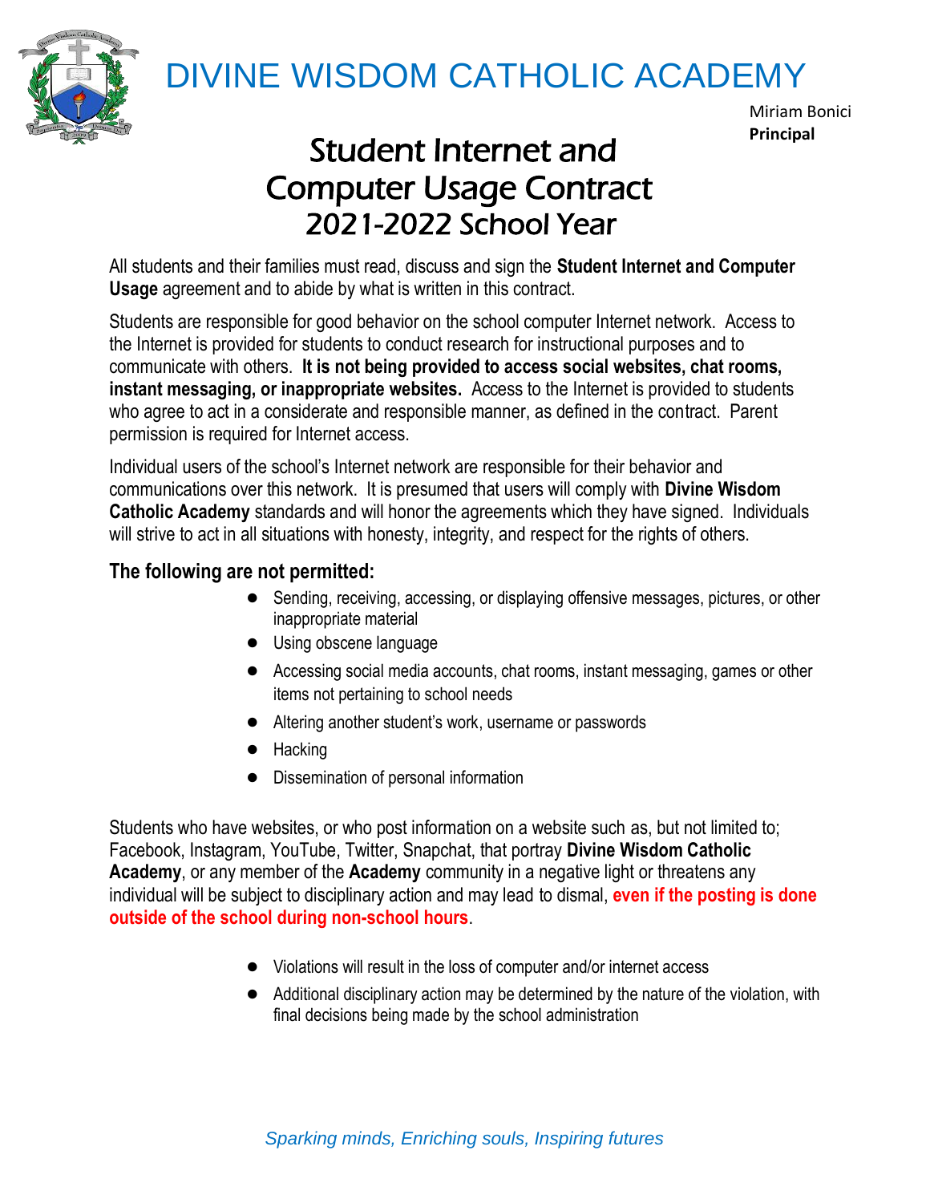# DIVINE WISDOM CATHOLIC ACADEMY

Miriam Bonici
**Principal**

# Student Internet and Computer Usage Contract 2021-2022 School Year

All students and their families must read, discuss and sign the **Student Internet and Computer Usage** agreement and to abide by what is written in this contract.

Students are responsible for good behavior on the school computer Internet network. Access to the Internet is provided for students to conduct research for instructional purposes and to communicate with others. **It is not being provided to access social websites, chat rooms, instant messaging, or inappropriate websites.** Access to the Internet is provided to students who agree to act in a considerate and responsible manner, as defined in the contract. Parent permission is required for Internet access.

Individual users of the school's Internet network are responsible for their behavior and communications over this network. It is presumed that users will comply with **Divine Wisdom Catholic Academy** standards and will honor the agreements which they have signed. Individuals will strive to act in all situations with honesty, integrity, and respect for the rights of others.

### The following are not permitted:

- Sending, receiving, accessing, or displaying offensive messages, pictures, or other inappropriate material
- Using obscene language
- Accessing social media accounts, chat rooms, instant messaging, games or other items not pertaining to school needs
- Altering another student's work, username or passwords
- Hacking
- Dissemination of personal information

Students who have websites, or who post information on a website such as, but not limited to; Facebook, Instagram, YouTube, Twitter, Snapchat, that portray **Divine Wisdom Catholic Academy**, or any member of the **Academy** community in a negative light or threatens any individual will be subject to disciplinary action and may lead to dismal, **even if the posting is done outside of the school during non-school hours**.

- Violations will result in the loss of computer and/or internet access
- Additional disciplinary action may be determined by the nature of the violation, with final decisions being made by the school administration

*Sparking minds, Enriching souls, Inspiring futures*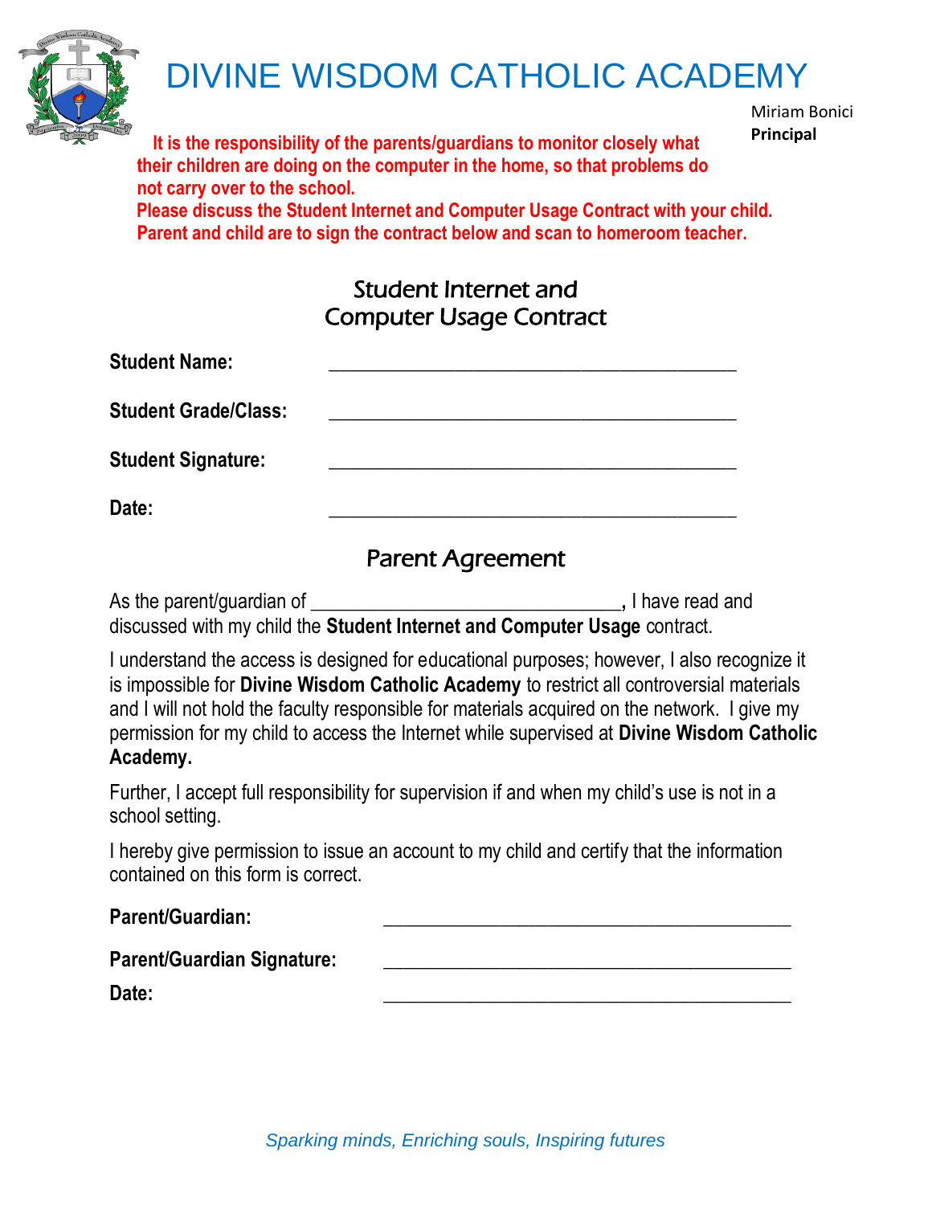# DIVINE WISDOM CATHOLIC ACADEMY

Miriam Bonici
**Principal**

**It is the responsibility of the parents/guardians to monitor closely what their children are doing on the computer in the home, so that problems do not carry over to the school.**
**Please discuss the Student Internet and Computer Usage Contract with your child.**
**Parent and child are to sign the contract below and scan to homeroom teacher.**

## Student Internet and Computer Usage Contract

**Student Name:** ______________________________________________

**Student Grade/Class:** ______________________________________________

**Student Signature:** ______________________________________________

**Date:** ______________________________________________

## Parent Agreement

As the parent/guardian of ___________________________________**,** I have read and discussed with my child the **Student Internet and Computer Usage** contract.

I understand the access is designed for educational purposes; however, I also recognize it is impossible for **Divine Wisdom Catholic Academy** to restrict all controversial materials and I will not hold the faculty responsible for materials acquired on the network. I give my permission for my child to access the Internet while supervised at **Divine Wisdom Catholic Academy.**

Further, I accept full responsibility for supervision if and when my child's use is not in a school setting.

I hereby give permission to issue an account to my child and certify that the information contained on this form is correct.

**Parent/Guardian:** ______________________________________________

**Parent/Guardian Signature:** ______________________________________________

**Date:** ______________________________________________

*Sparking minds, Enriching souls, Inspiring futures*